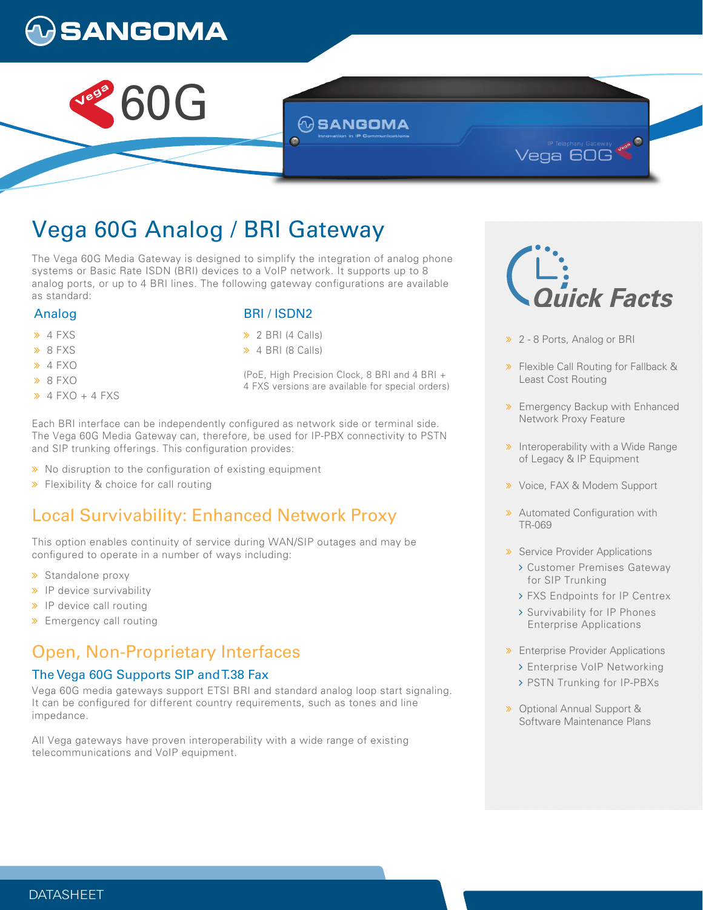# SANGOMA

# Vega 60G

## Vega 60G Analog / BRI Gateway

The Vega 60G Media Gateway is designed to simplify the integration of analog phone systems or Basic Rate ISDN (BRI) devices to a VoIP network. It supports up to 8 analog ports, or up to 4 BRI lines. The following gateway configurations are available as standard:

### Analog

- 4 FXS
- 8 FXS
- 4 FXO
- 8 FXO
- 4 FXO + 4 FXS

### BRI / ISDN2

- 2 BRI (4 Calls)
- 4 BRI (8 Calls)

(PoE, High Precision Clock, 8 BRI and 4 BRI + 4 FXS versions are available for special orders)

Each BRI interface can be independently configured as network side or terminal side. The Vega 60G Media Gateway can, therefore, be used for IP-PBX connectivity to PSTN and SIP trunking offerings. This configuration provides:

- No disruption to the configuration of existing equipment
- Flexibility & choice for call routing

## Local Survivability: Enhanced Network Proxy

This option enables continuity of service during WAN/SIP outages and may be configured to operate in a number of ways including:

- Standalone proxy
- IP device survivability
- IP device call routing
- Emergency call routing

## Open, Non-Proprietary Interfaces

### The Vega 60G Supports SIP and T.38 Fax

Vega 60G media gateways support ETSI BRI and standard analog loop start signaling. It can be configured for different country requirements, such as tones and line impedance.

All Vega gateways have proven interoperability with a wide range of existing telecommunications and VoIP equipment.

## Quick Facts

- 2 - 8 Ports, Analog or BRI
- Flexible Call Routing for Fallback & Least Cost Routing
- Emergency Backup with Enhanced Network Proxy Feature
- Interoperability with a Wide Range of Legacy & IP Equipment
- Voice, FAX & Modem Support
- Automated Configuration with TR-069
- Service Provider Applications
  - Customer Premises Gateway for SIP Trunking
  - FXS Endpoints for IP Centrex
  - Survivability for IP Phones Enterprise Applications
- Enterprise Provider Applications
  - Enterprise VoIP Networking
  - PSTN Trunking for IP-PBXs
- Optional Annual Support & Software Maintenance Plans

DATASHEET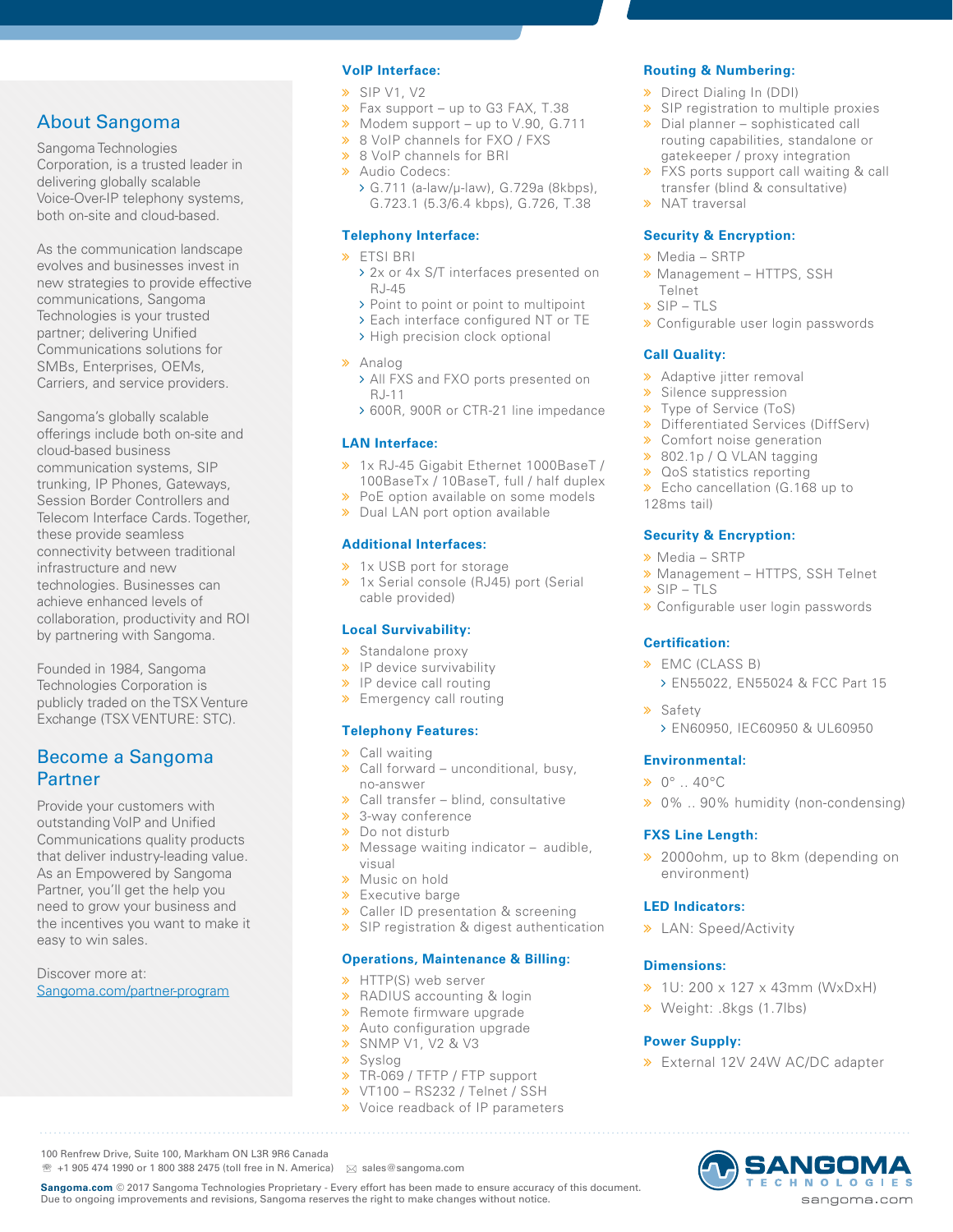## About Sangoma

Sangoma Technologies Corporation, is a trusted leader in delivering globally scalable Voice-Over-IP telephony systems, both on-site and cloud-based.

As the communication landscape evolves and businesses invest in new strategies to provide effective communications, Sangoma Technologies is your trusted partner; delivering Unified Communications solutions for SMBs, Enterprises, OEMs, Carriers, and service providers.

Sangoma's globally scalable offerings include both on-site and cloud-based business communication systems, SIP trunking, IP Phones, Gateways, Session Border Controllers and Telecom Interface Cards. Together, these provide seamless connectivity between traditional infrastructure and new technologies. Businesses can achieve enhanced levels of collaboration, productivity and ROI by partnering with Sangoma.

Founded in 1984, Sangoma Technologies Corporation is publicly traded on the TSX Venture Exchange (TSX VENTURE: STC).

## Become a Sangoma Partner

Provide your customers with outstanding VoIP and Unified Communications quality products that deliver industry-leading value. As an Empowered by Sangoma Partner, you'll get the help you need to grow your business and the incentives you want to make it easy to win sales.

Discover more at:
Sangoma.com/partner-program

### VoIP Interface:

- SIP V1, V2
- Fax support – up to G3 FAX, T.38
- Modem support – up to V.90, G.711
- 8 VoIP channels for FXO / FXS
- 8 VoIP channels for BRI
- Audio Codecs:
  - G.711 (a-law/μ-law), G.729a (8kbps), G.723.1 (5.3/6.4 kbps), G.726, T.38

### Telephony Interface:

- ETSI BRI
  - 2x or 4x S/T interfaces presented on RJ-45
  - Point to point or point to multipoint
  - Each interface configured NT or TE
  - High precision clock optional
- Analog
  - All FXS and FXO ports presented on RJ-11
  - 600R, 900R or CTR-21 line impedance

### LAN Interface:

- 1x RJ-45 Gigabit Ethernet 1000BaseT / 100BaseTx / 10BaseT, full / half duplex
- PoE option available on some models
- Dual LAN port option available

### Additional Interfaces:

- 1x USB port for storage
- 1x Serial console (RJ45) port (Serial cable provided)

### Local Survivability:

- Standalone proxy
- IP device survivability
- IP device call routing
- Emergency call routing

### Telephony Features:

- Call waiting
- Call forward – unconditional, busy, no-answer
- Call transfer – blind, consultative
- 3-way conference
- Do not disturb
- Message waiting indicator – audible, visual
- Music on hold
- Executive barge
- Caller ID presentation & screening
- SIP registration & digest authentication

### Operations, Maintenance & Billing:

- HTTP(S) web server
- RADIUS accounting & login
- Remote firmware upgrade
- Auto configuration upgrade
- SNMP V1, V2 & V3
- Syslog
- TR-069 / TFTP / FTP support
- VT100 – RS232 / Telnet / SSH
- Voice readback of IP parameters

### Routing & Numbering:

- Direct Dialing In (DDI)
- SIP registration to multiple proxies
- Dial planner – sophisticated call routing capabilities, standalone or gatekeeper / proxy integration
- FXS ports support call waiting & call transfer (blind & consultative)
- NAT traversal

### Security & Encryption:

- Media – SRTP
- Management – HTTPS, SSH Telnet
- SIP – TLS
- Configurable user login passwords

### Call Quality:

- Adaptive jitter removal
- Silence suppression
- Type of Service (ToS)
- Differentiated Services (DiffServ)
- Comfort noise generation
- 802.1p / Q VLAN tagging
- QoS statistics reporting
- Echo cancellation (G.168 up to 128ms tail)

### Security & Encryption:

- Media – SRTP
- Management – HTTPS, SSH Telnet
- SIP – TLS
- Configurable user login passwords

### Certification:

- EMC (CLASS B)
  - EN55022, EN55024 & FCC Part 15
- Safety
  - EN60950, IEC60950 & UL60950

### Environmental:

- 0° .. 40°C
- 0% .. 90% humidity (non-condensing)

### FXS Line Length:

- 2000ohm, up to 8km (depending on environment)

### LED Indicators:

- LAN: Speed/Activity

### Dimensions:

- 1U: 200 x 127 x 43mm (WxDxH)
- Weight: .8kgs (1.7lbs)

### Power Supply:

- External 12V 24W AC/DC adapter

100 Renfrew Drive, Suite 100, Markham ON L3R 9R6 Canada
+1 905 474 1990 or 1 800 388 2475 (toll free in N. America) sales@sangoma.com

Sangoma.com © 2017 Sangoma Technologies Proprietary - Every effort has been made to ensure accuracy of this document. Due to ongoing improvements and revisions, Sangoma reserves the right to make changes without notice.

SANGOMA TECHNOLOGIES
sangoma.com